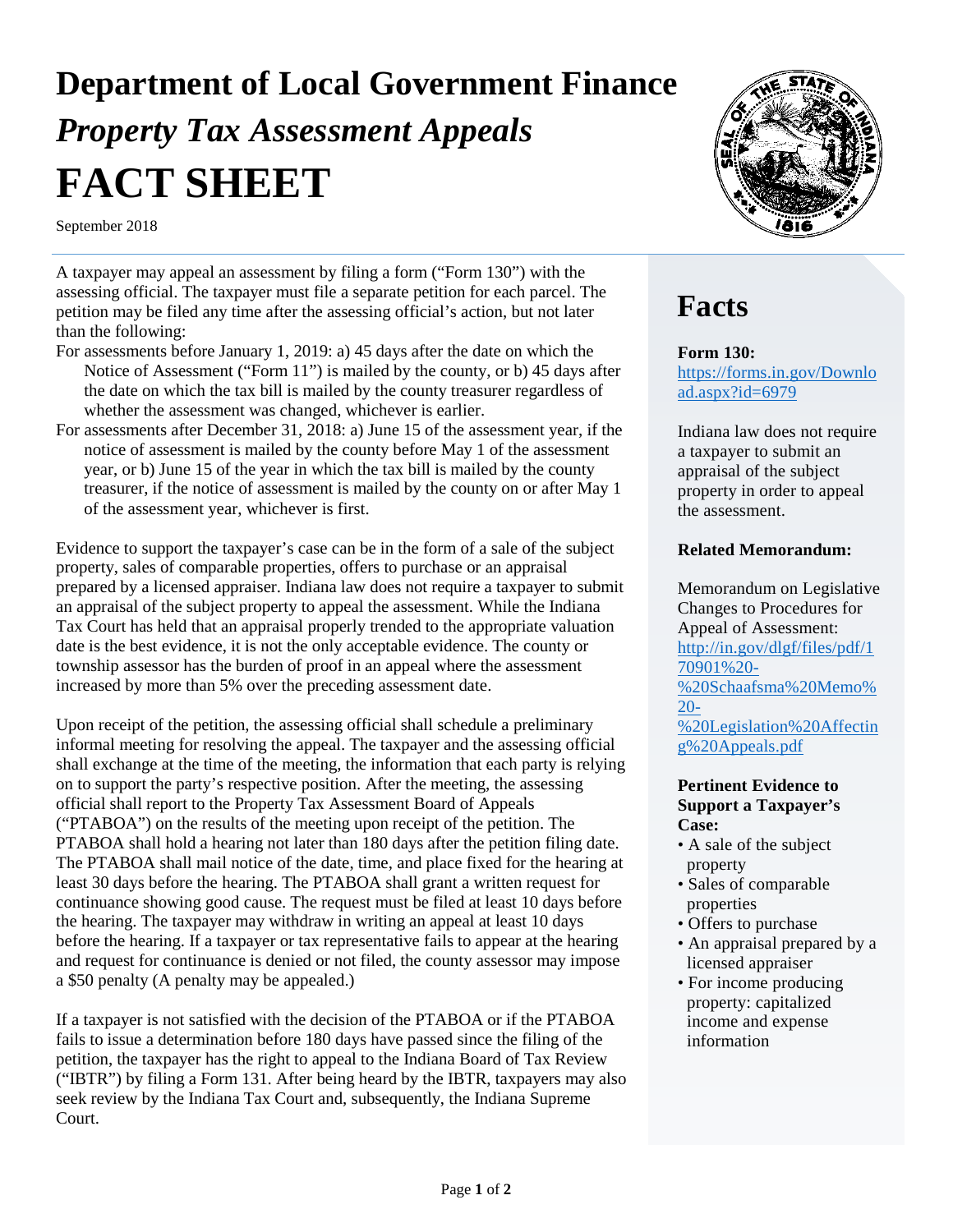# Department of Local Government Finance

## *Property Tax Assessment Appeals*

# FACT SHEET

September 2018

A taxpayer may appeal an assessment by filing a form ("Form 130") with the assessing official. The taxpayer must file a separate petition for each parcel. The petition may be filed any time after the assessing official's action, but not later than the following:

For assessments before January 1, 2019: a) 45 days after the date on which the Notice of Assessment ("Form 11") is mailed by the county, or b) 45 days after the date on which the tax bill is mailed by the county treasurer regardless of whether the assessment was changed, whichever is earlier.

For assessments after December 31, 2018: a) June 15 of the assessment year, if the notice of assessment is mailed by the county before May 1 of the assessment year, or b) June 15 of the year in which the tax bill is mailed by the county treasurer, if the notice of assessment is mailed by the county on or after May 1 of the assessment year, whichever is first.

Evidence to support the taxpayer's case can be in the form of a sale of the subject property, sales of comparable properties, offers to purchase or an appraisal prepared by a licensed appraiser. Indiana law does not require a taxpayer to submit an appraisal of the subject property to appeal the assessment. While the Indiana Tax Court has held that an appraisal properly trended to the appropriate valuation date is the best evidence, it is not the only acceptable evidence. The county or township assessor has the burden of proof in an appeal where the assessment increased by more than 5% over the preceding assessment date.

Upon receipt of the petition, the assessing official shall schedule a preliminary informal meeting for resolving the appeal. The taxpayer and the assessing official shall exchange at the time of the meeting, the information that each party is relying on to support the party's respective position. After the meeting, the assessing official shall report to the Property Tax Assessment Board of Appeals ("PTABOA") on the results of the meeting upon receipt of the petition. The PTABOA shall hold a hearing not later than 180 days after the petition filing date. The PTABOA shall mail notice of the date, time, and place fixed for the hearing at least 30 days before the hearing. The PTABOA shall grant a written request for continuance showing good cause. The request must be filed at least 10 days before the hearing. The taxpayer may withdraw in writing an appeal at least 10 days before the hearing. If a taxpayer or tax representative fails to appear at the hearing and request for continuance is denied or not filed, the county assessor may impose a $50 penalty (A penalty may be appealed.)

If a taxpayer is not satisfied with the decision of the PTABOA or if the PTABOA fails to issue a determination before 180 days have passed since the filing of the petition, the taxpayer has the right to appeal to the Indiana Board of Tax Review ("IBTR") by filing a Form 131. After being heard by the IBTR, taxpayers may also seek review by the Indiana Tax Court and, subsequently, the Indiana Supreme Court.

## Facts

**Form 130:**
https://forms.in.gov/Download.aspx?id=6979

Indiana law does not require a taxpayer to submit an appraisal of the subject property in order to appeal the assessment.

**Related Memorandum:**

Memorandum on Legislative Changes to Procedures for Appeal of Assessment:
http://in.gov/dlgf/files/pdf/170901%20-%20Schaafsma%20Memo%20-%20Legislation%20Affecting%20Appeals.pdf

**Pertinent Evidence to Support a Taxpayer's Case:**

- A sale of the subject property
- Sales of comparable properties
- Offers to purchase
- An appraisal prepared by a licensed appraiser
- For income producing property: capitalized income and expense information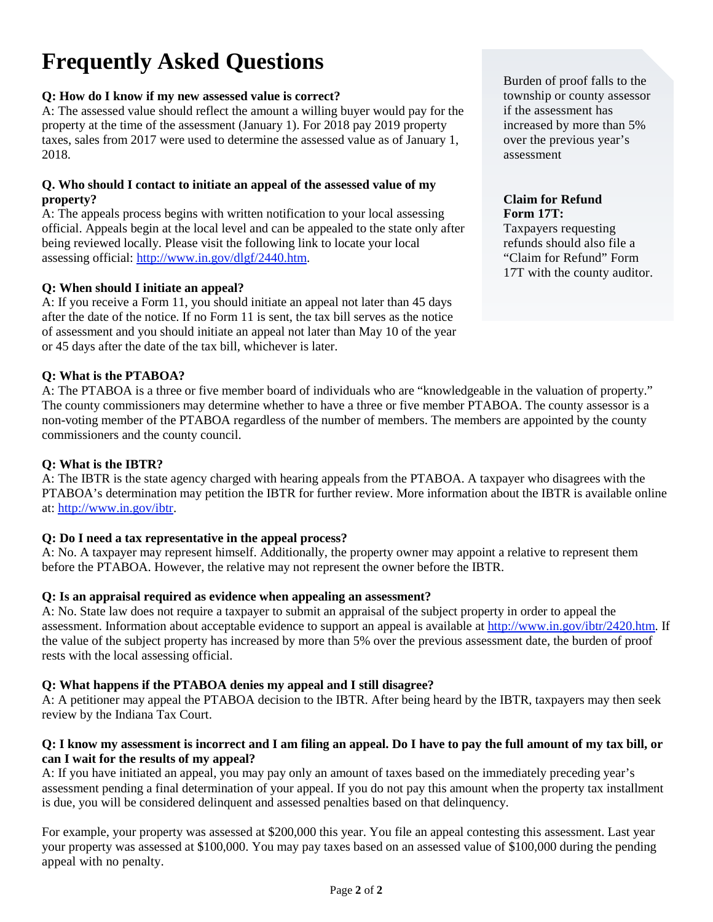# Frequently Asked Questions

**Q: How do I know if my new assessed value is correct?**
A: The assessed value should reflect the amount a willing buyer would pay for the property at the time of the assessment (January 1). For 2018 pay 2019 property taxes, sales from 2017 were used to determine the assessed value as of January 1, 2018.

**Q. Who should I contact to initiate an appeal of the assessed value of my property?**
A: The appeals process begins with written notification to your local assessing official. Appeals begin at the local level and can be appealed to the state only after being reviewed locally. Please visit the following link to locate your local assessing official: http://www.in.gov/dlgf/2440.htm.

**Q: When should I initiate an appeal?**
A: If you receive a Form 11, you should initiate an appeal not later than 45 days after the date of the notice. If no Form 11 is sent, the tax bill serves as the notice of assessment and you should initiate an appeal not later than May 10 of the year or 45 days after the date of the tax bill, whichever is later.

Burden of proof falls to the township or county assessor if the assessment has increased by more than 5% over the previous year's assessment

**Claim for Refund Form 17T:**
Taxpayers requesting refunds should also file a "Claim for Refund" Form 17T with the county auditor.

**Q: What is the PTABOA?**
A: The PTABOA is a three or five member board of individuals who are "knowledgeable in the valuation of property." The county commissioners may determine whether to have a three or five member PTABOA. The county assessor is a non-voting member of the PTABOA regardless of the number of members. The members are appointed by the county commissioners and the county council.

**Q: What is the IBTR?**
A: The IBTR is the state agency charged with hearing appeals from the PTABOA. A taxpayer who disagrees with the PTABOA's determination may petition the IBTR for further review. More information about the IBTR is available online at: http://www.in.gov/ibtr.

**Q: Do I need a tax representative in the appeal process?**
A: No. A taxpayer may represent himself. Additionally, the property owner may appoint a relative to represent them before the PTABOA. However, the relative may not represent the owner before the IBTR.

**Q: Is an appraisal required as evidence when appealing an assessment?**
A: No. State law does not require a taxpayer to submit an appraisal of the subject property in order to appeal the assessment. Information about acceptable evidence to support an appeal is available at http://www.in.gov/ibtr/2420.htm. If the value of the subject property has increased by more than 5% over the previous assessment date, the burden of proof rests with the local assessing official.

**Q: What happens if the PTABOA denies my appeal and I still disagree?**
A: A petitioner may appeal the PTABOA decision to the IBTR. After being heard by the IBTR, taxpayers may then seek review by the Indiana Tax Court.

**Q: I know my assessment is incorrect and I am filing an appeal. Do I have to pay the full amount of my tax bill, or can I wait for the results of my appeal?**
A: If you have initiated an appeal, you may pay only an amount of taxes based on the immediately preceding year's assessment pending a final determination of your appeal. If you do not pay this amount when the property tax installment is due, you will be considered delinquent and assessed penalties based on that delinquency.

For example, your property was assessed at $200,000 this year. You file an appeal contesting this assessment. Last year your property was assessed at $100,000. You may pay taxes based on an assessed value of $100,000 during the pending appeal with no penalty.